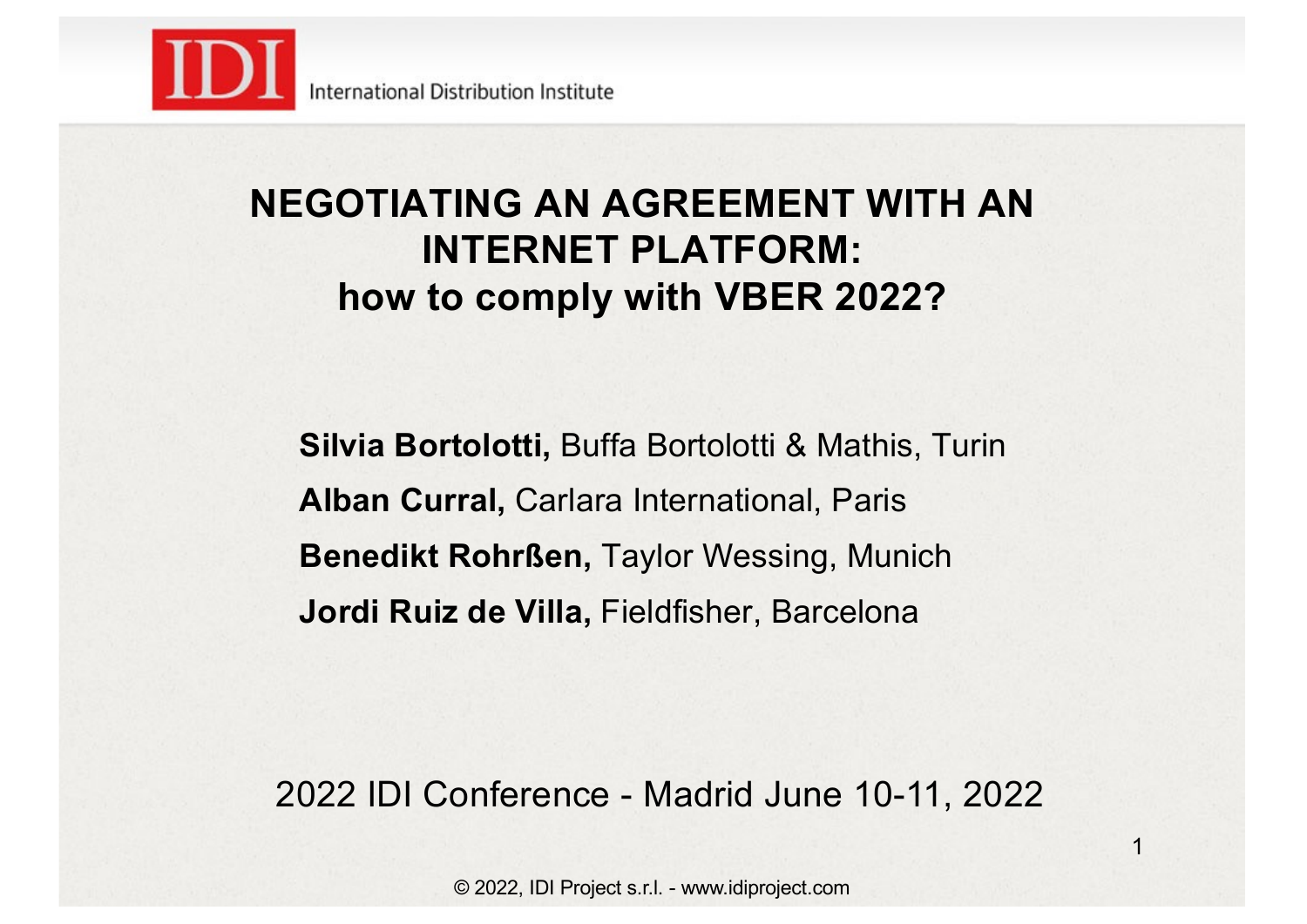IDI International Distribution Institute

# NEGOTIATING AN AGREEMENT WITH AN INTERNET PLATFORM: how to comply with VBER 2022?

**Silvia Bortolotti,** Buffa Bortolotti & Mathis, Turin

**Alban Curral,** Carlara International, Paris

**Benedikt Rohrßen,** Taylor Wessing, Munich

**Jordi Ruiz de Villa,** Fieldfisher, Barcelona

2022 IDI Conference - Madrid June 10-11, 2022

© 2022, IDI Project s.r.l. - www.idiproject.com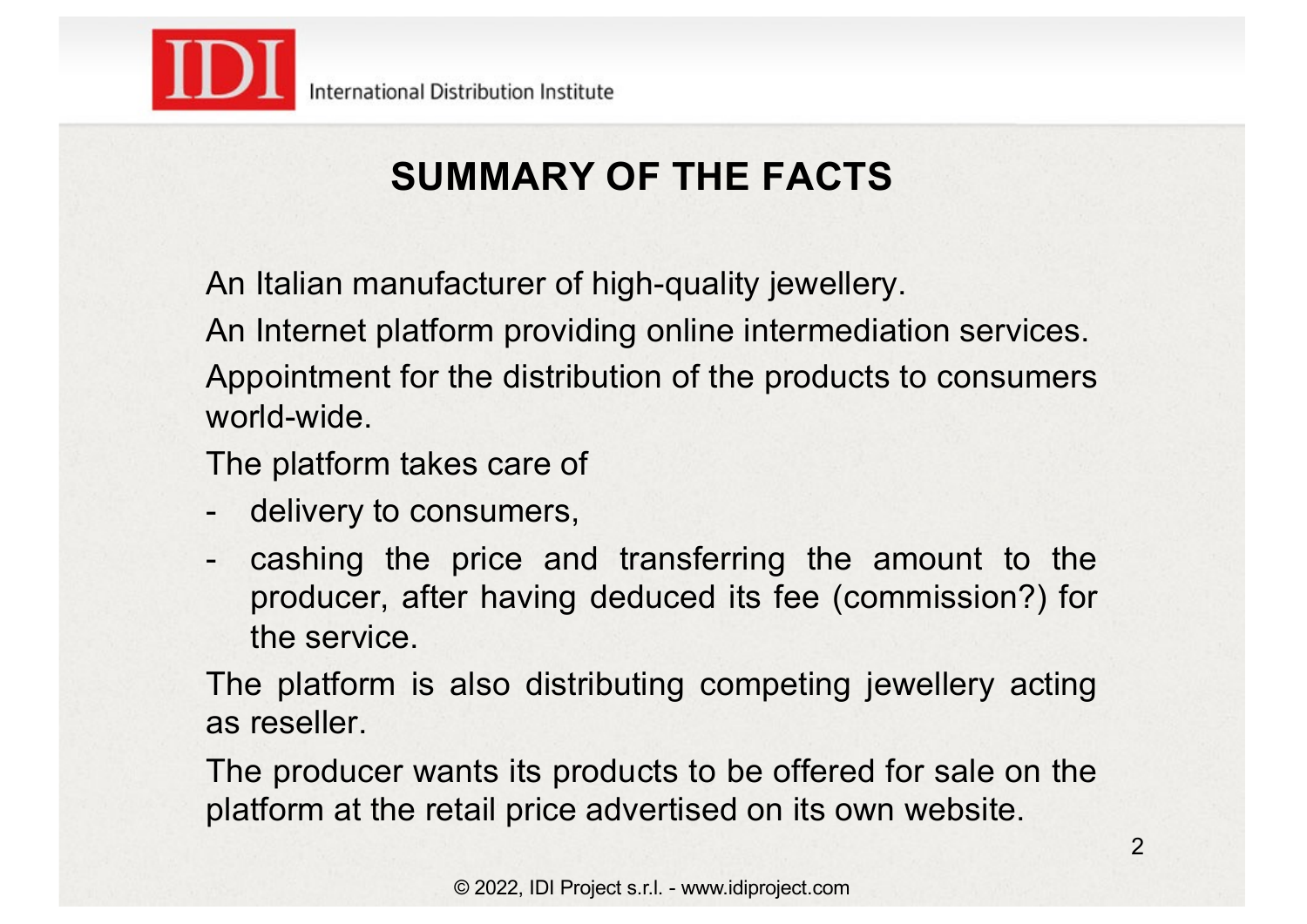# SUMMARY OF THE FACTS

An Italian manufacturer of high-quality jewellery.

An Internet platform providing online intermediation services.

Appointment for the distribution of the products to consumers world-wide.

The platform takes care of

- delivery to consumers,
- cashing the price and transferring the amount to the producer, after having deduced its fee (commission?) for the service.

The platform is also distributing competing jewellery acting as reseller.

The producer wants its products to be offered for sale on the platform at the retail price advertised on its own website.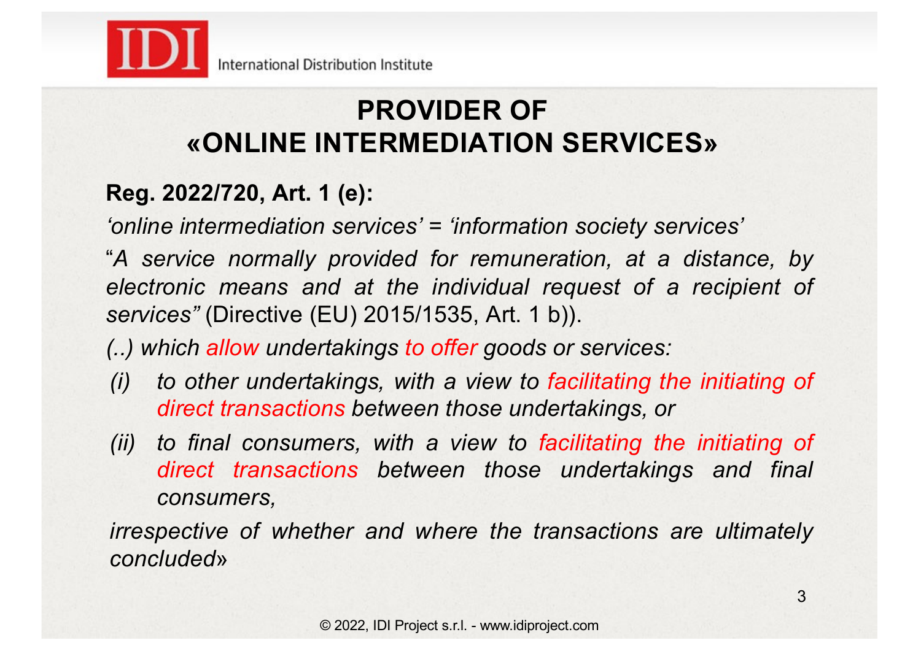# PROVIDER OF «ONLINE INTERMEDIATION SERVICES»

**Reg. 2022/720, Art. 1 (e):**

*‘online intermediation services’ = ‘information society services’*

“*A service normally provided for remuneration, at a distance, by electronic means and at the individual request of a recipient of services”* (Directive (EU) 2015/1535, Art. 1 b)).

*(..) which allow undertakings to offer goods or services:*

*(i) to other undertakings, with a view to facilitating the initiating of direct transactions between those undertakings, or*

*(ii) to final consumers, with a view to facilitating the initiating of direct transactions between those undertakings and final consumers,*

*irrespective of whether and where the transactions are ultimately concluded*»

© 2022, IDI Project s.r.l. - www.idiproject.com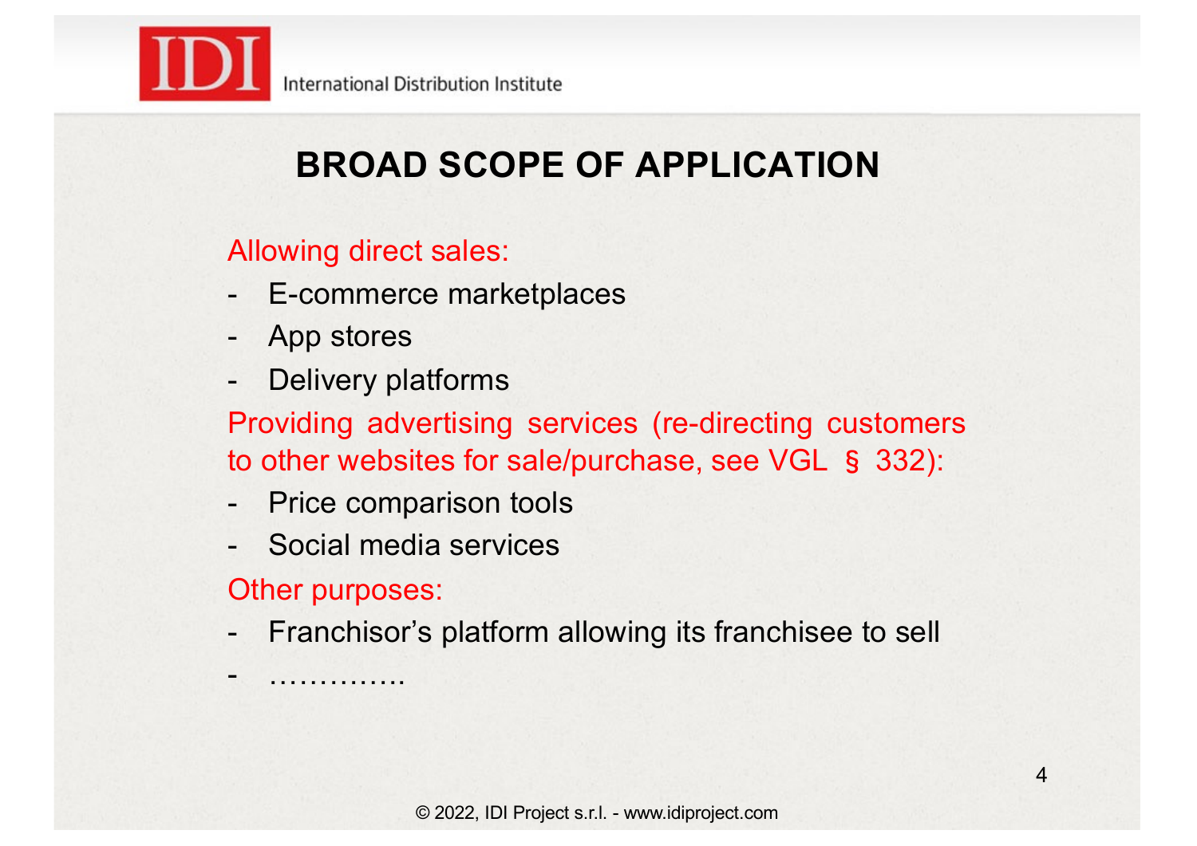# BROAD SCOPE OF APPLICATION

Allowing direct sales:

- E-commerce marketplaces
- App stores
- Delivery platforms

Providing advertising services (re-directing customers to other websites for sale/purchase, see VGL § 332):

- Price comparison tools
- Social media services

Other purposes:

- Franchisor's platform allowing its franchisee to sell
- …………..

© 2022, IDI Project s.r.l. - www.idiproject.com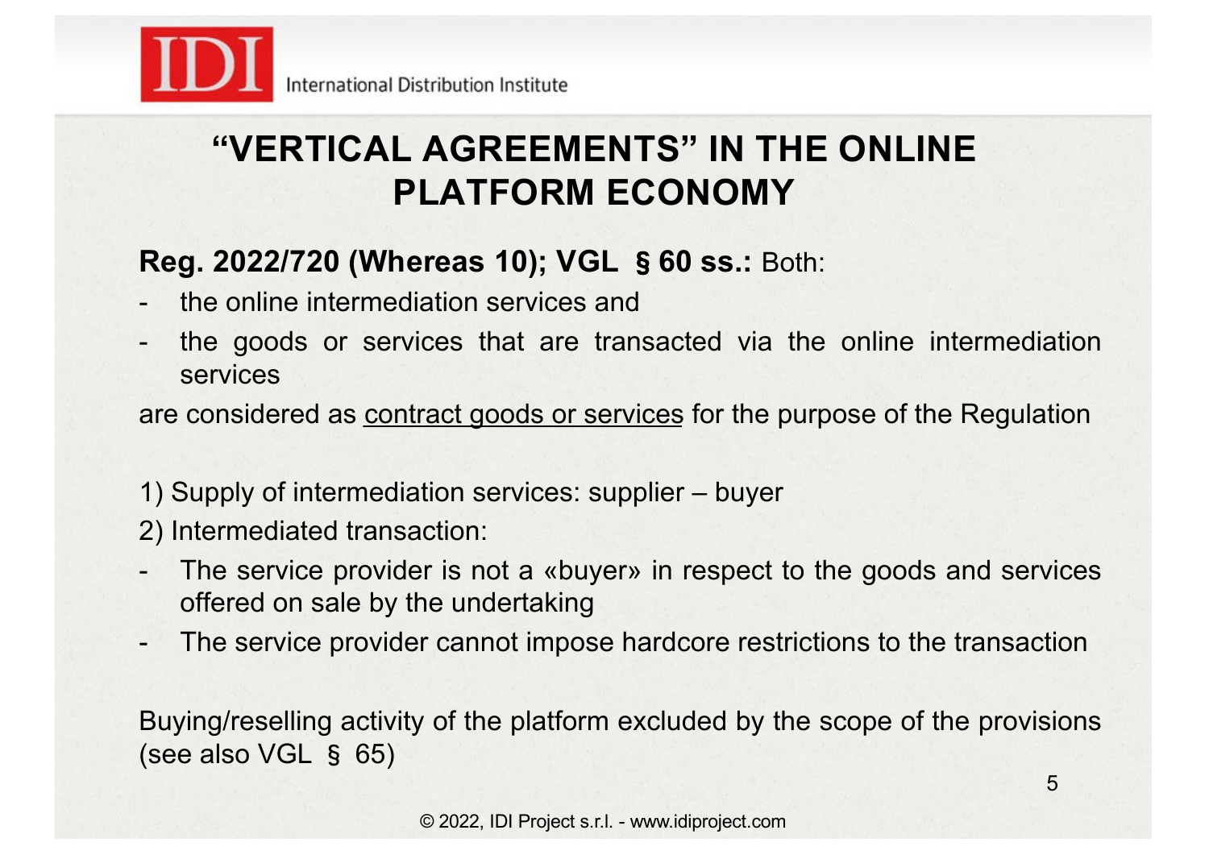# "VERTICAL AGREEMENTS" IN THE ONLINE PLATFORM ECONOMY

**Reg. 2022/720 (Whereas 10); VGL § 60 ss.:** Both:

- the online intermediation services and
- the goods or services that are transacted via the online intermediation services

are considered as <u>contract goods or services</u> for the purpose of the Regulation

1) Supply of intermediation services: supplier – buyer
2) Intermediated transaction:

- The service provider is not a «buyer» in respect to the goods and services offered on sale by the undertaking
- The service provider cannot impose hardcore restrictions to the transaction

Buying/reselling activity of the platform excluded by the scope of the provisions (see also VGL § 65)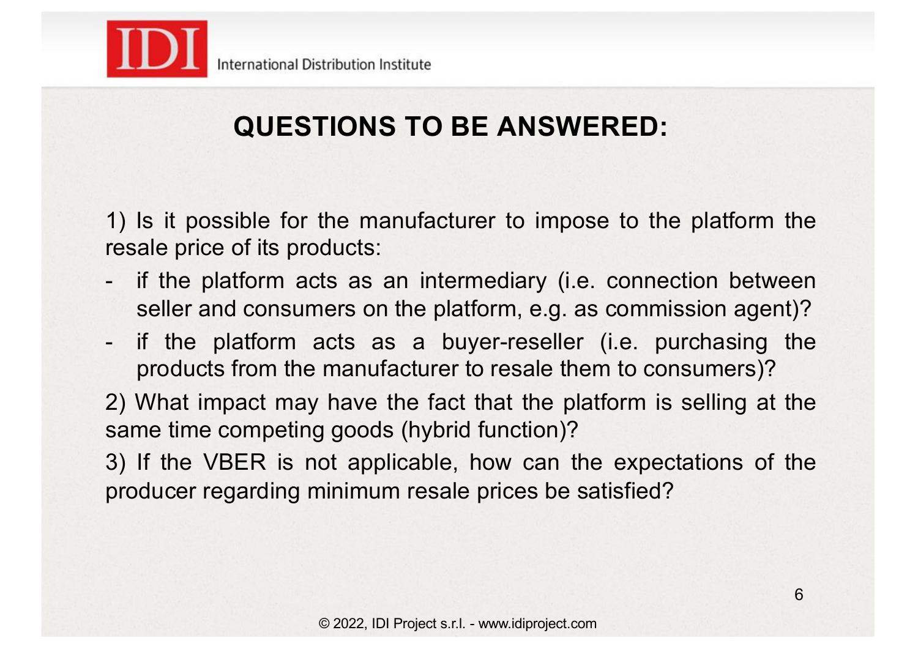## QUESTIONS TO BE ANSWERED:

1) Is it possible for the manufacturer to impose to the platform the resale price of its products:

- if the platform acts as an intermediary (i.e. connection between seller and consumers on the platform, e.g. as commission agent)?
- if the platform acts as a buyer-reseller (i.e. purchasing the products from the manufacturer to resale them to consumers)?

2) What impact may have the fact that the platform is selling at the same time competing goods (hybrid function)?

3) If the VBER is not applicable, how can the expectations of the producer regarding minimum resale prices be satisfied?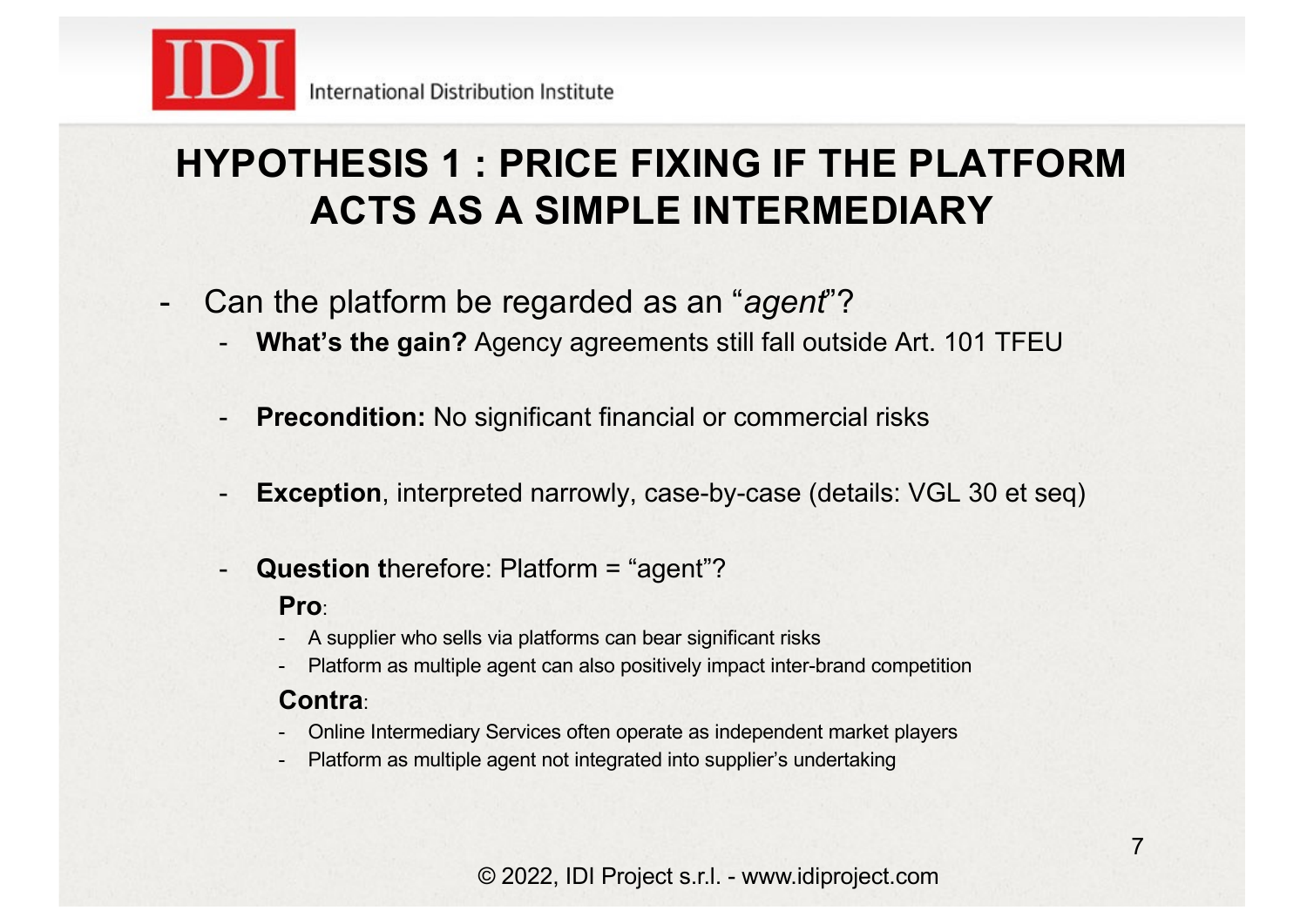# HYPOTHESIS 1 : PRICE FIXING IF THE PLATFORM ACTS AS A SIMPLE INTERMEDIARY

- Can the platform be regarded as an "*agent*"?
  - **What's the gain?** Agency agreements still fall outside Art. 101 TFEU
  - **Precondition:** No significant financial or commercial risks
  - **Exception**, interpreted narrowly, case-by-case (details: VGL 30 et seq)
  - **Question t**herefore: Platform = "agent"?

    **Pro**:
    - A supplier who sells via platforms can bear significant risks
    - Platform as multiple agent can also positively impact inter-brand competition

    **Contra**:
    - Online Intermediary Services often operate as independent market players
    - Platform as multiple agent not integrated into supplier's undertaking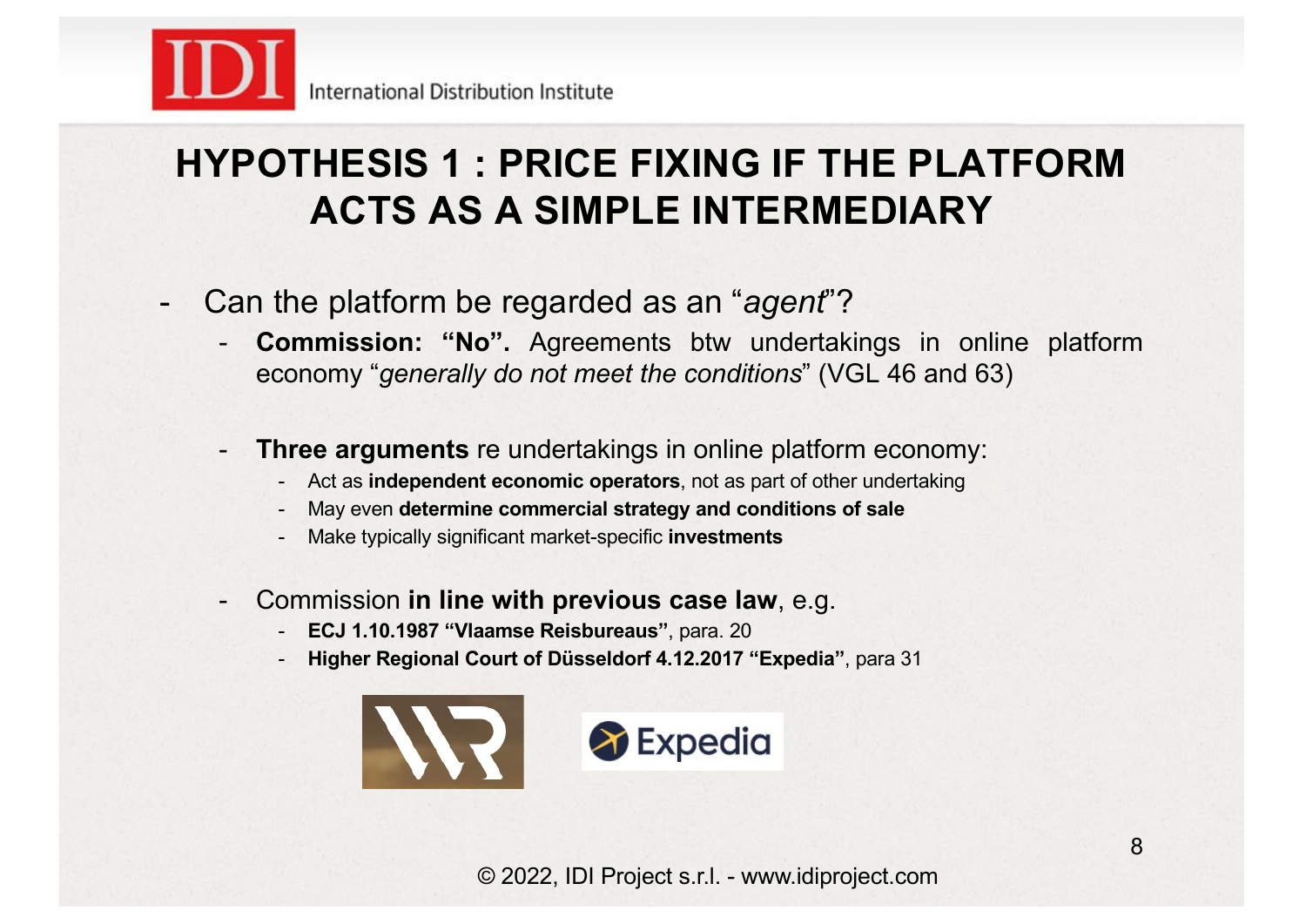# HYPOTHESIS 1 : PRICE FIXING IF THE PLATFORM ACTS AS A SIMPLE INTERMEDIARY

- Can the platform be regarded as an "*agent*"?
  - **Commission: "No".** Agreements btw undertakings in online platform economy "*generally do not meet the conditions*" (VGL 46 and 63)
  - **Three arguments** re undertakings in online platform economy:
    - Act as **independent economic operators**, not as part of other undertaking
    - May even **determine commercial strategy and conditions of sale**
    - Make typically significant market-specific **investments**
  - Commission **in line with previous case law**, e.g.
    - **ECJ 1.10.1987 "Vlaamse Reisbureaus"**, para. 20
    - **Higher Regional Court of Düsseldorf 4.12.2017 "Expedia"**, para 31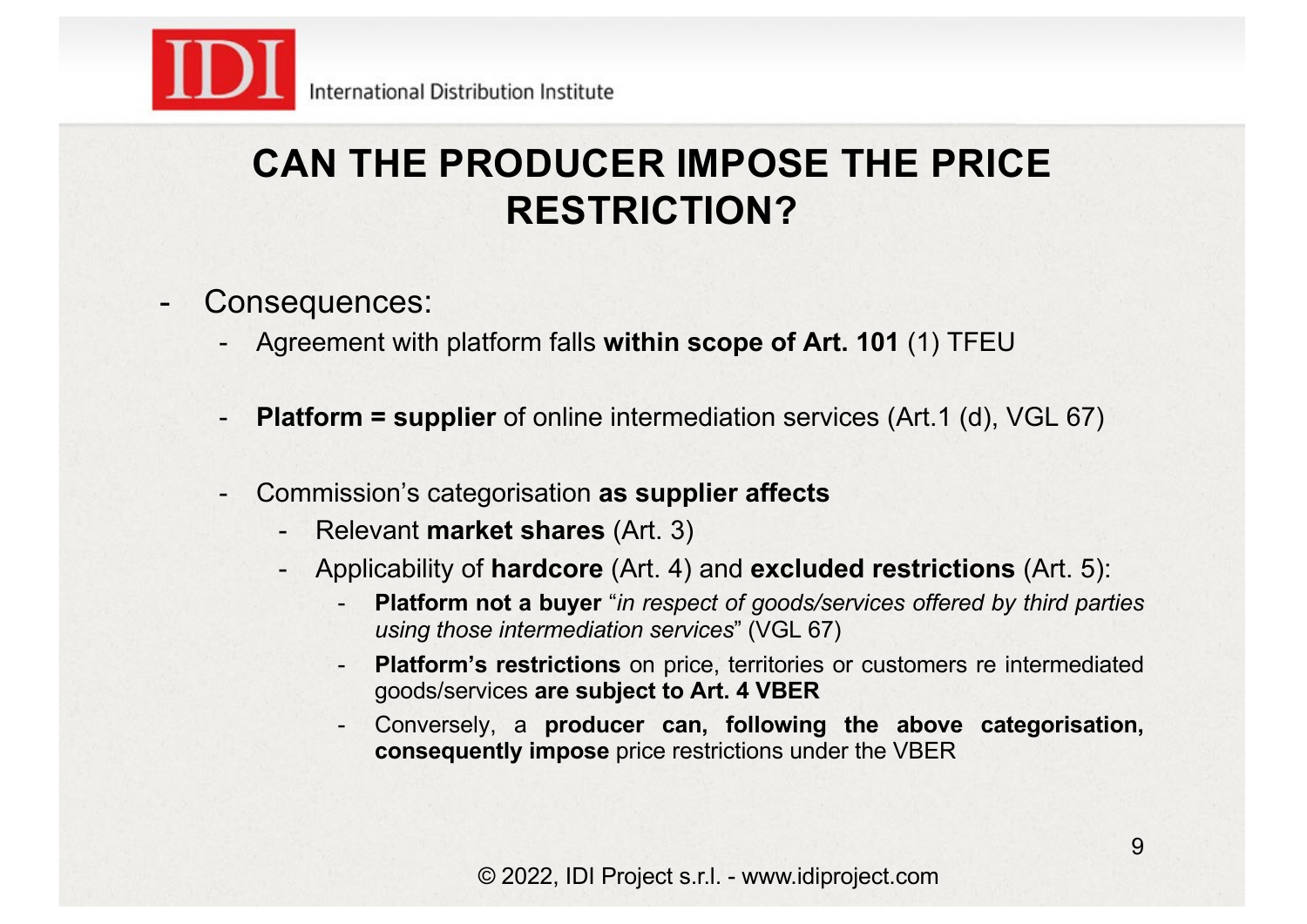# CAN THE PRODUCER IMPOSE THE PRICE RESTRICTION?

- Consequences:
  - Agreement with platform falls **within scope of Art. 101** (1) TFEU
  - **Platform = supplier** of online intermediation services (Art.1 (d), VGL 67)
  - Commission's categorisation **as supplier affects**
    - Relevant **market shares** (Art. 3)
    - Applicability of **hardcore** (Art. 4) and **excluded restrictions** (Art. 5):
      - **Platform not a buyer** "*in respect of goods/services offered by third parties using those intermediation services*" (VGL 67)
      - **Platform's restrictions** on price, territories or customers re intermediated goods/services **are subject to Art. 4 VBER**
      - Conversely, a **producer can, following the above categorisation, consequently impose** price restrictions under the VBER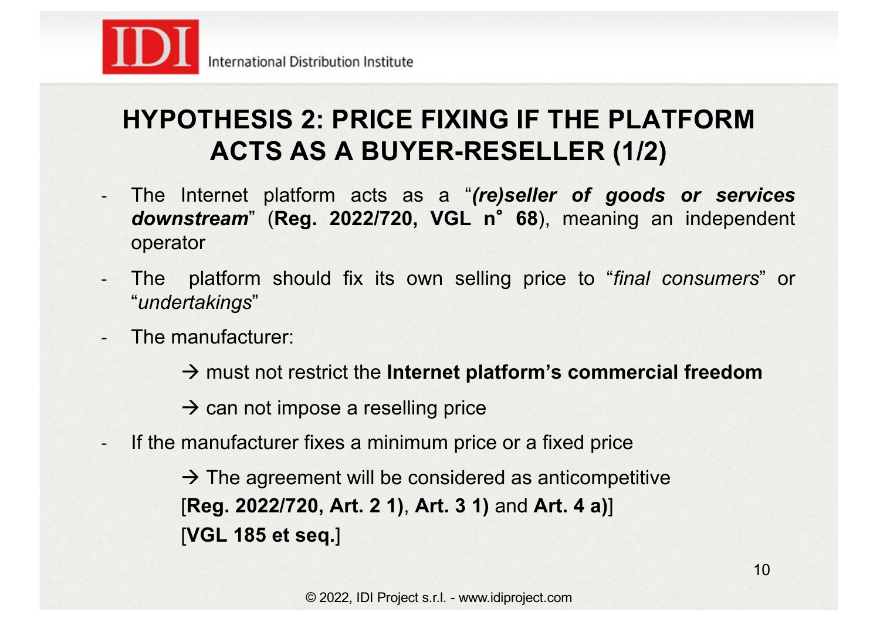# HYPOTHESIS 2: PRICE FIXING IF THE PLATFORM ACTS AS A BUYER-RESELLER (1/2)

- The Internet platform acts as a "***(re)seller of goods or services downstream***" (**Reg. 2022/720, VGL n° 68**), meaning an independent operator
- The platform should fix its own selling price to "*final consumers*" or "*undertakings*"
- The manufacturer:
  - → must not restrict the **Internet platform's commercial freedom**
  - → can not impose a reselling price
- If the manufacturer fixes a minimum price or a fixed price
  - → The agreement will be considered as anticompetitive [**Reg. 2022/720, Art. 2 1)**, **Art. 3 1)** and **Art. 4 a)**] [**VGL 185 et seq.**]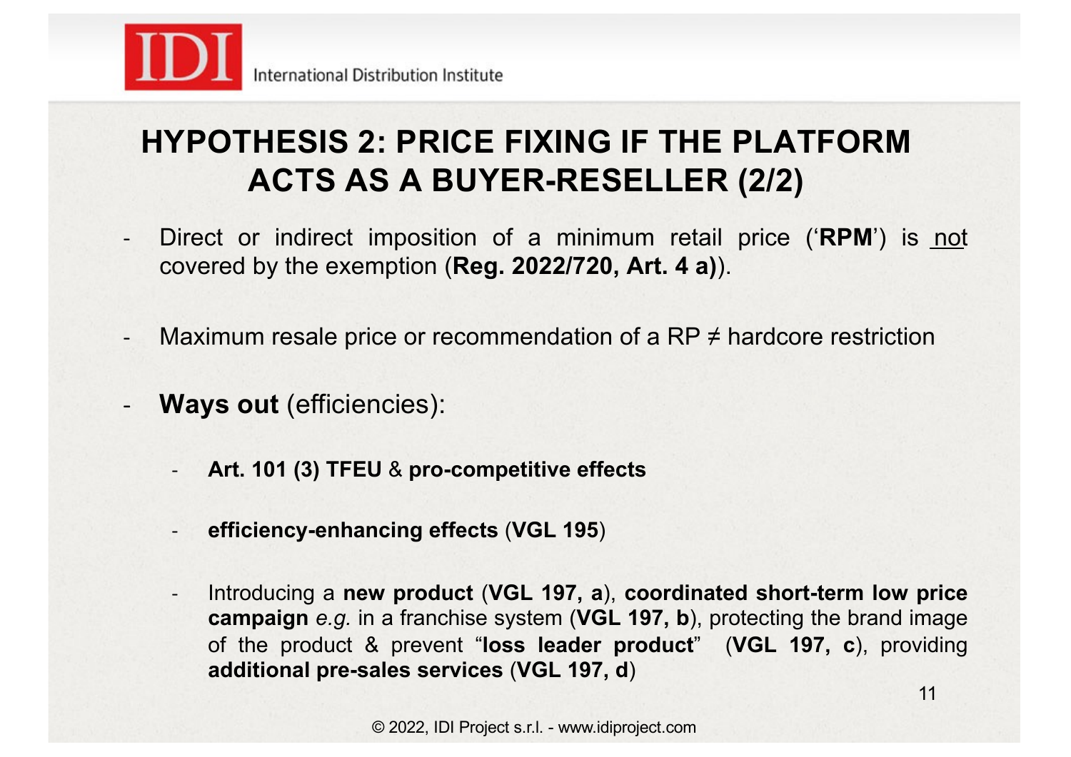# HYPOTHESIS 2: PRICE FIXING IF THE PLATFORM ACTS AS A BUYER-RESELLER (2/2)

- Direct or indirect imposition of a minimum retail price (‘**RPM**’) is <u>not</u> covered by the exemption (**Reg. 2022/720, Art. 4 a)**).

- Maximum resale price or recommendation of a RP ≠ hardcore restriction

- **Ways out** (efficiencies):

  - **Art. 101 (3) TFEU** & **pro-competitive effects**

  - **efficiency-enhancing effects** (**VGL 195**)

  - Introducing a **new product** (**VGL 197, a**), **coordinated short-term low price campaign** *e.g.* in a franchise system (**VGL 197, b**), protecting the brand image of the product & prevent “**loss leader product**” (**VGL 197, c**), providing **additional pre-sales services** (**VGL 197, d**)

© 2022, IDI Project s.r.l. - www.idiproject.com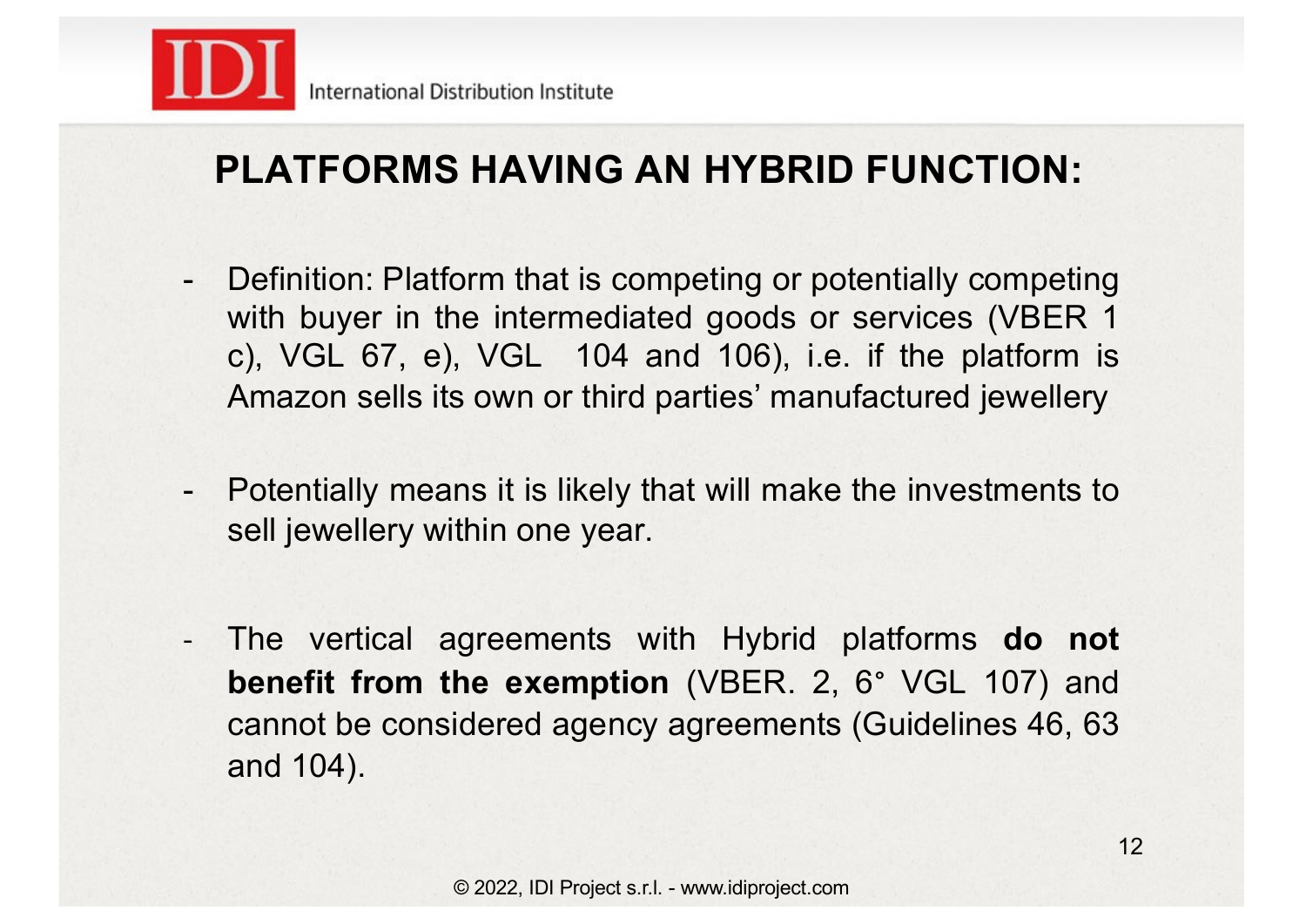# PLATFORMS HAVING AN HYBRID FUNCTION:

- Definition: Platform that is competing or potentially competing with buyer in the intermediated goods or services (VBER 1 c), VGL 67, e), VGL 104 and 106), i.e. if the platform is Amazon sells its own or third parties' manufactured jewellery

- Potentially means it is likely that will make the investments to sell jewellery within one year.

- The vertical agreements with Hybrid platforms **do not benefit from the exemption** (VBER. 2, 6° VGL 107) and cannot be considered agency agreements (Guidelines 46, 63 and 104).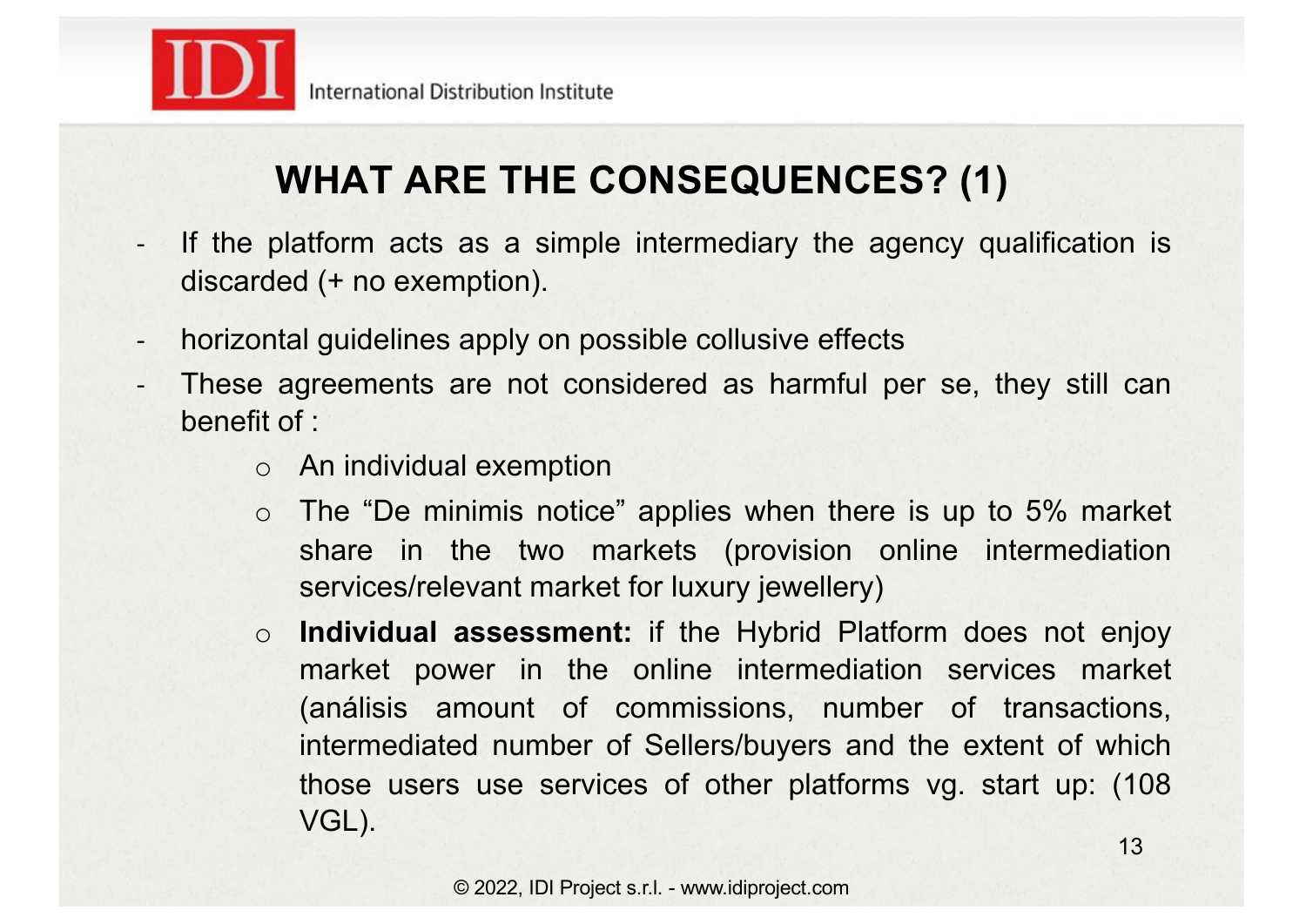# WHAT ARE THE CONSEQUENCES? (1)

- If the platform acts as a simple intermediary the agency qualification is discarded (+ no exemption).
- horizontal guidelines apply on possible collusive effects
- These agreements are not considered as harmful per se, they still can benefit of :
  - An individual exemption
  - The "De minimis notice" applies when there is up to 5% market share in the two markets (provision online intermediation services/relevant market for luxury jewellery)
  - **Individual assessment:** if the Hybrid Platform does not enjoy market power in the online intermediation services market (análisis amount of commissions, number of transactions, intermediated number of Sellers/buyers and the extent of which those users use services of other platforms vg. start up: (108 VGL).

© 2022, IDI Project s.r.l. - www.idiproject.com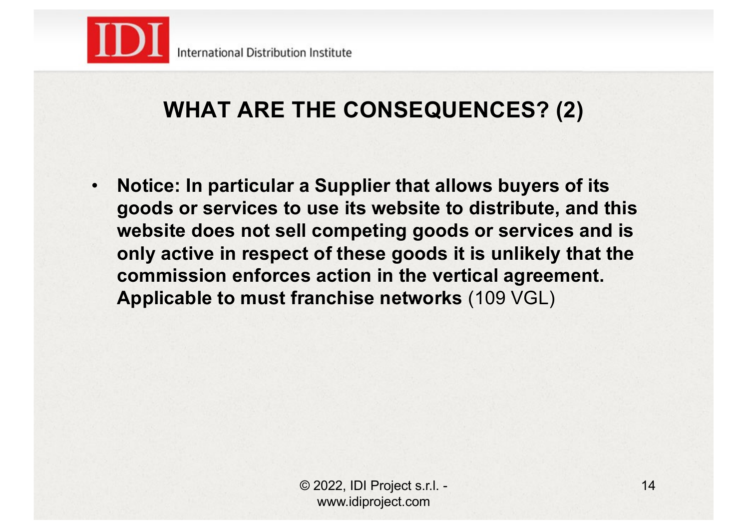## WHAT ARE THE CONSEQUENCES? (2)

- **Notice: In particular a Supplier that allows buyers of its goods or services to use its website to distribute, and this website does not sell competing goods or services and is only active in respect of these goods it is unlikely that the commission enforces action in the vertical agreement. Applicable to must franchise networks** (109 VGL)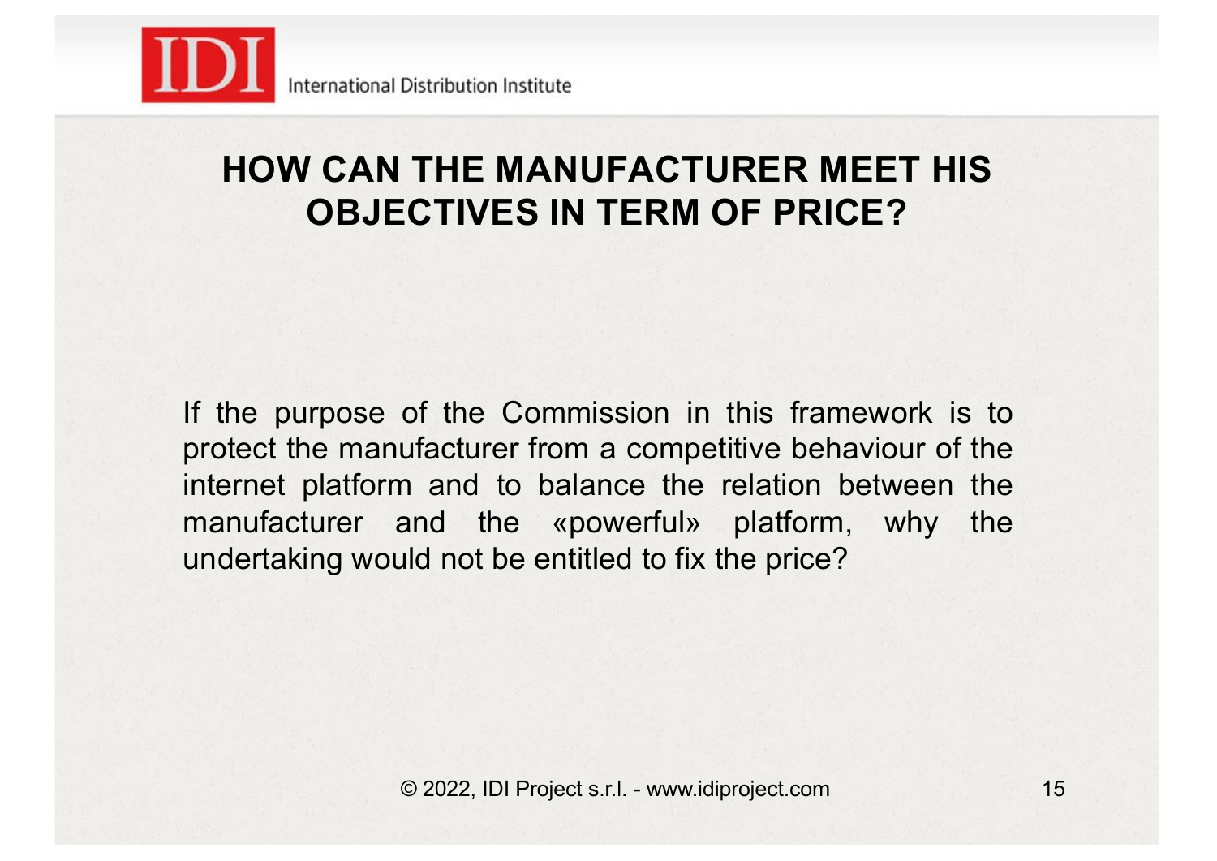## HOW CAN THE MANUFACTURER MEET HIS OBJECTIVES IN TERM OF PRICE?

If the purpose of the Commission in this framework is to protect the manufacturer from a competitive behaviour of the internet platform and to balance the relation between the manufacturer and the «powerful» platform, why the undertaking would not be entitled to fix the price?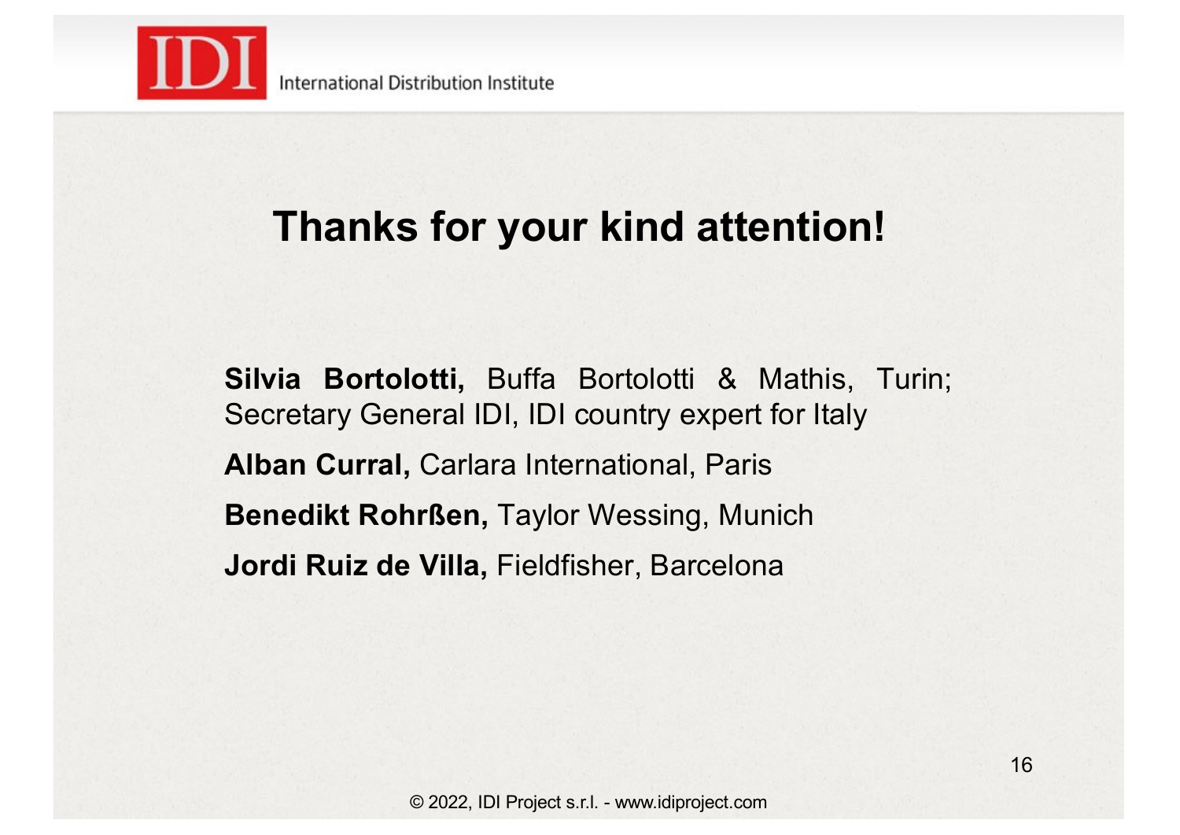# Thanks for your kind attention!

**Silvia Bortolotti,** Buffa Bortolotti & Mathis, Turin; Secretary General IDI, IDI country expert for Italy

**Alban Curral,** Carlara International, Paris

**Benedikt Rohrßen,** Taylor Wessing, Munich

**Jordi Ruiz de Villa,** Fieldfisher, Barcelona